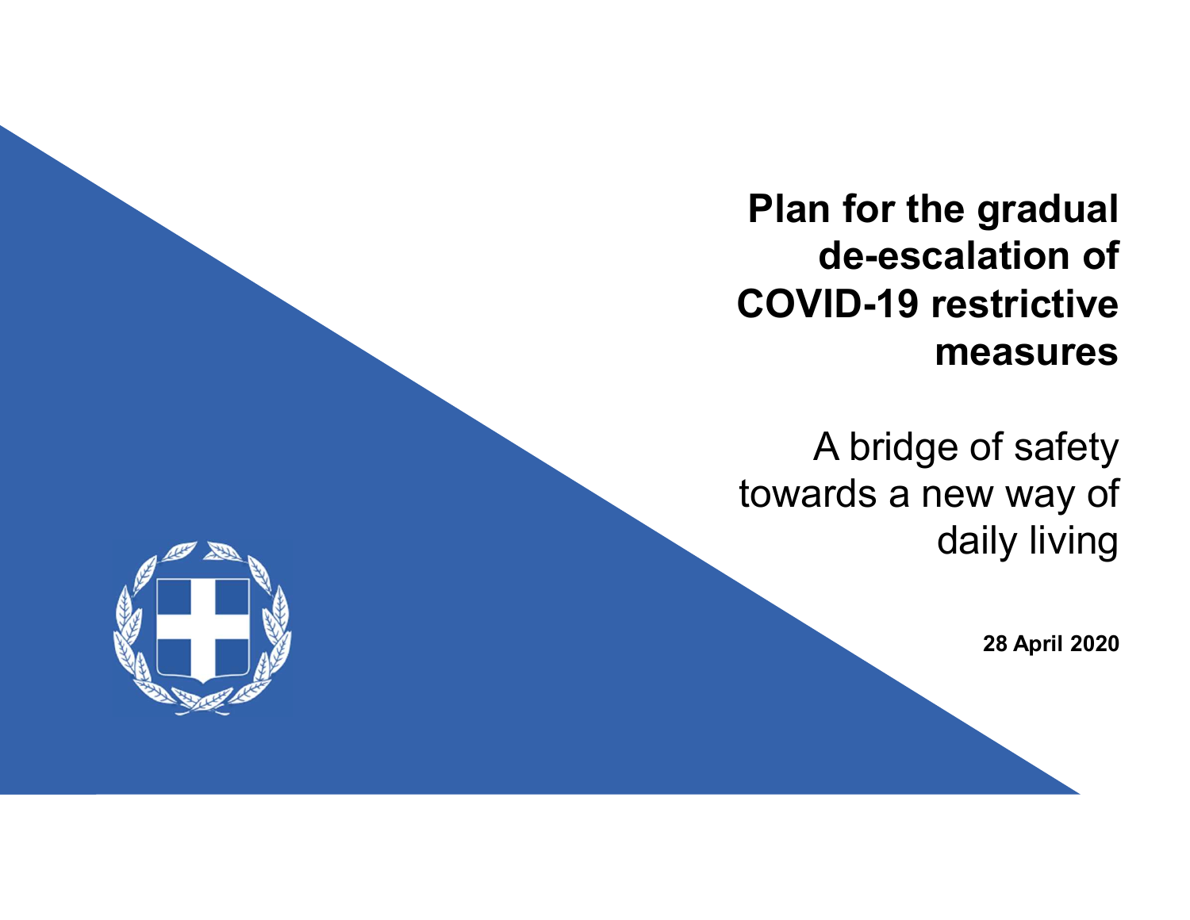# Plan for the gradual de-escalation of COVID-19 restrictive measures

A bridge of safety towards a new way of daily living

**28 April 2020**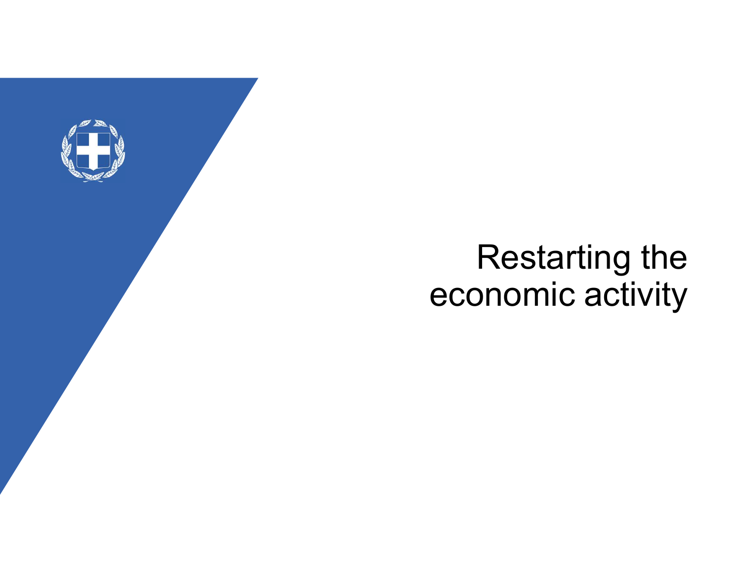# Restarting the economic activity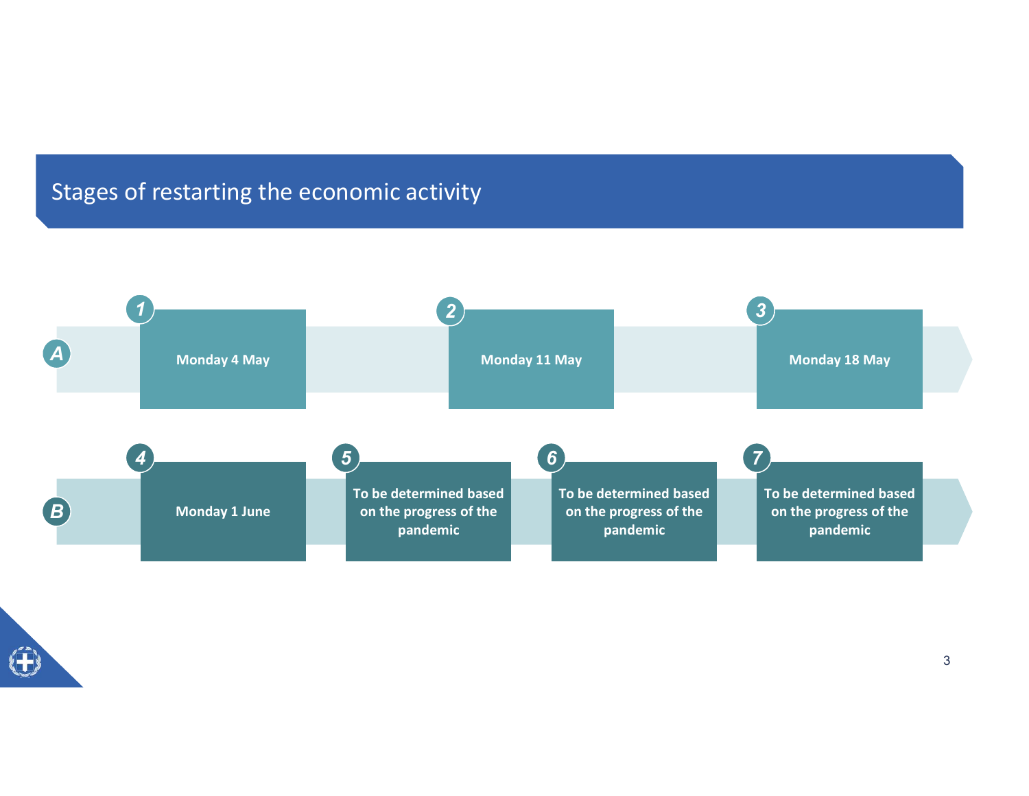# Stages of restarting the economic activity

**A**

1. Monday 4 May
2. Monday 11 May
3. Monday 18 May

**B**

4. Monday 1 June
5. To be determined based on the progress of the pandemic
6. To be determined based on the progress of the pandemic
7. To be determined based on the progress of the pandemic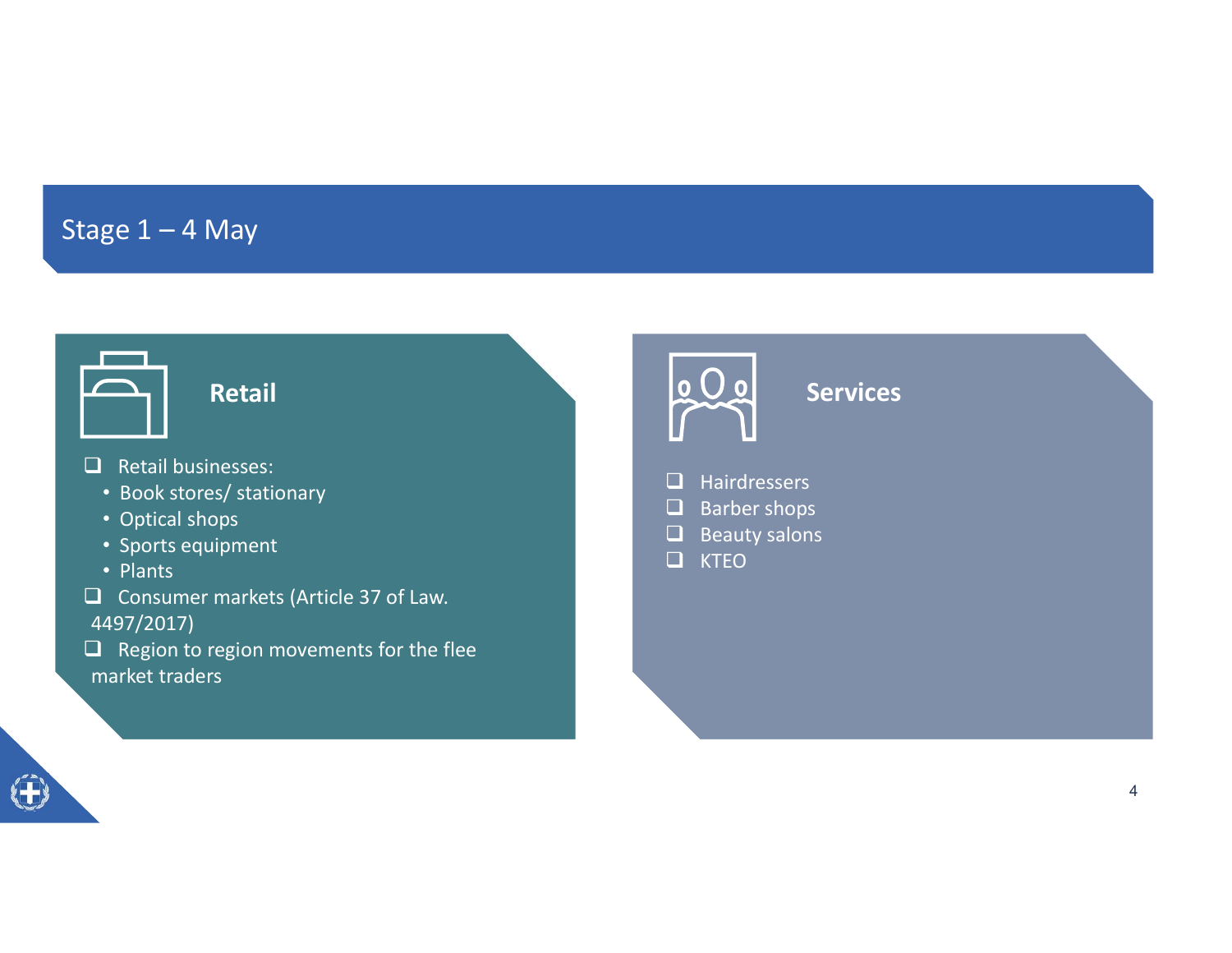## Stage 1 – 4 May

### Retail

- Retail businesses:
  - Book stores/ stationary
  - Optical shops
  - Sports equipment
  - Plants
- Consumer markets (Article 37 of Law. 4497/2017)
- Region to region movements for the flee market traders

### Services

- Hairdressers
- Barber shops
- Beauty salons
- KTEO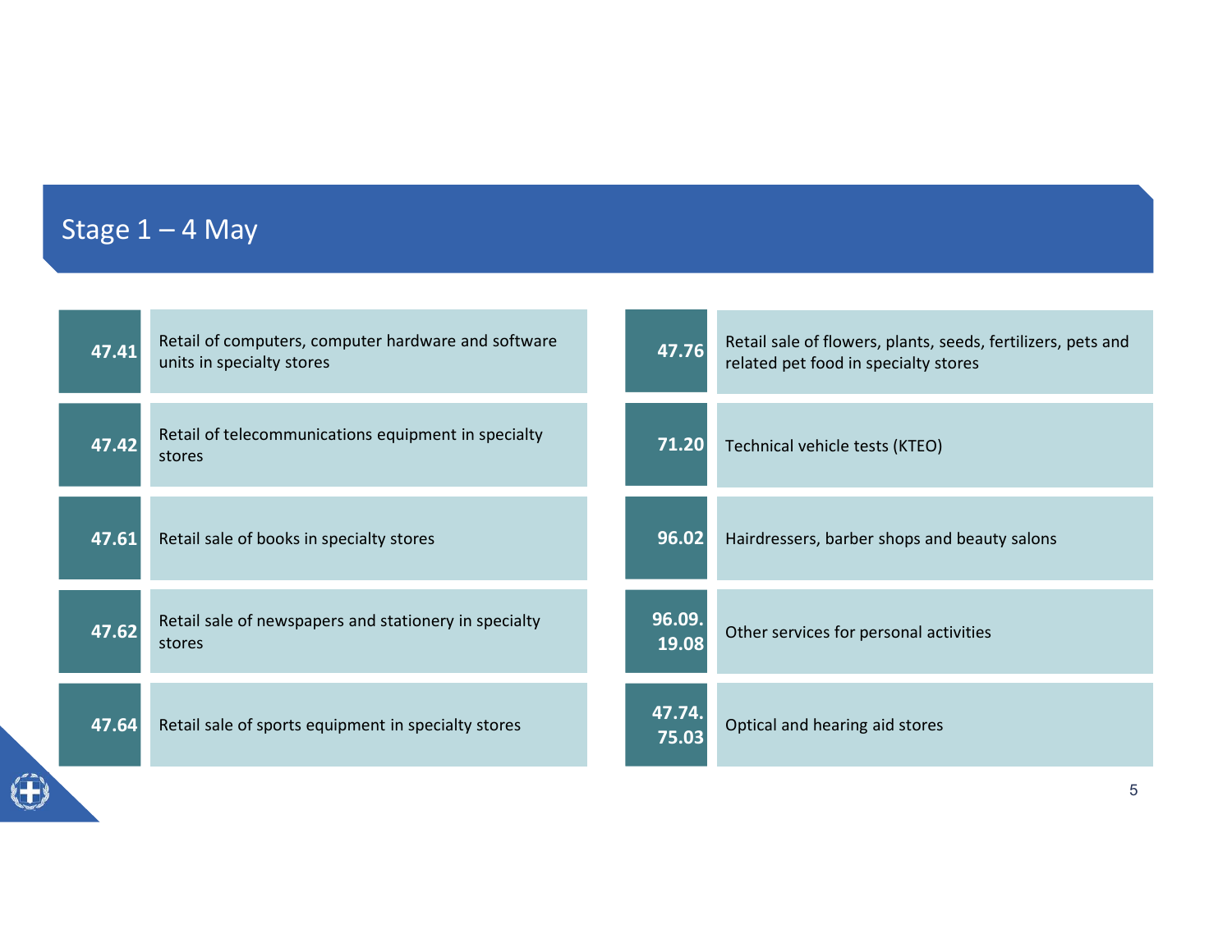# Stage 1 – 4 May

| Code | Activity |
|---|---|
| 47.41 | Retail of computers, computer hardware and software units in specialty stores |
| 47.42 | Retail of telecommunications equipment in specialty stores |
| 47.61 | Retail sale of books in specialty stores |
| 47.62 | Retail sale of newspapers and stationery in specialty stores |
| 47.64 | Retail sale of sports equipment in specialty stores |
| 47.76 | Retail sale of flowers, plants, seeds, fertilizers, pets and related pet food in specialty stores |
| 71.20 | Technical vehicle tests (KTEO) |
| 96.02 | Hairdressers, barber shops and beauty salons |
| 96.09. 19.08 | Other services for personal activities |
| 47.74. 75.03 | Optical and hearing aid stores |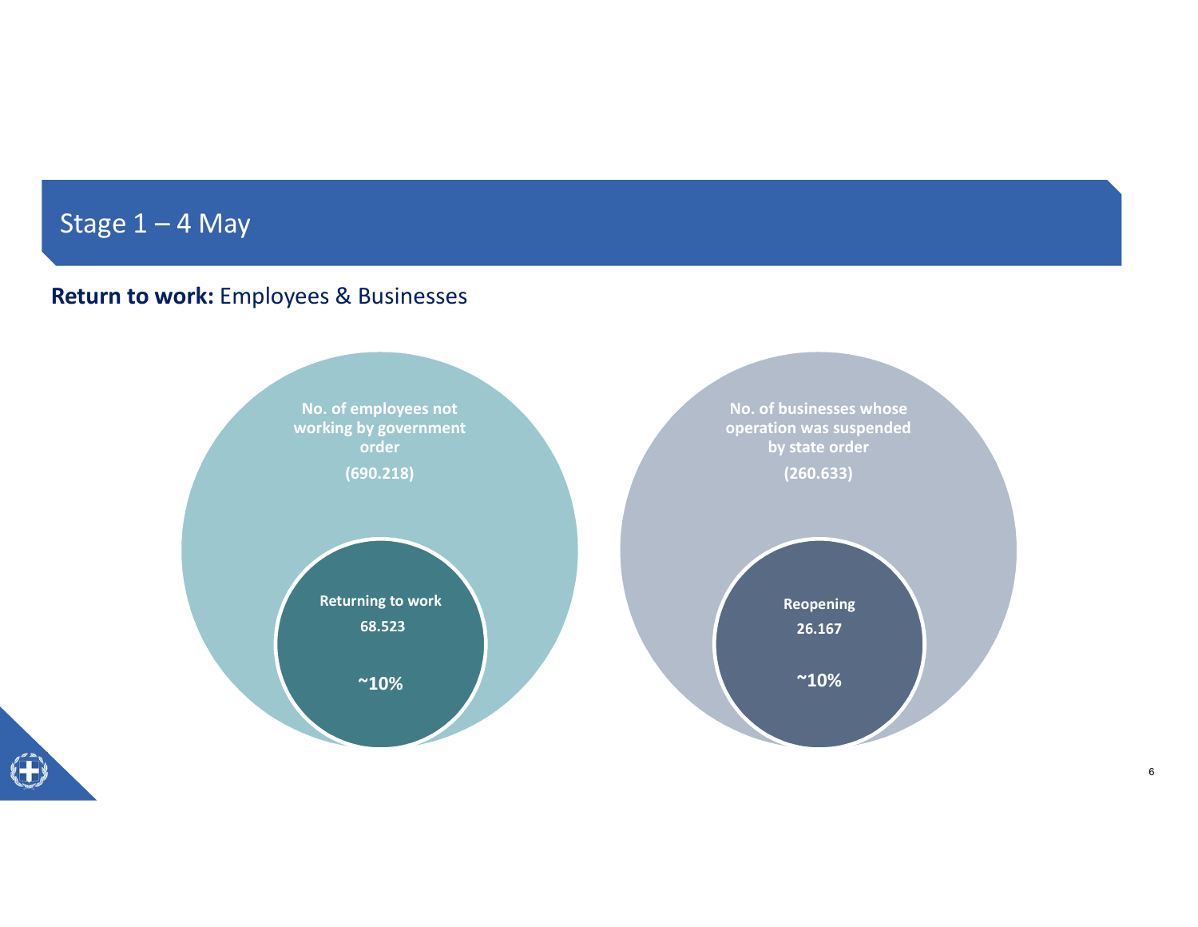# Stage 1 – 4 May

**Return to work:** Employees & Businesses

**No. of employees not working by government order**

**(690.218)**

**Returning to work**

**68.523**

**~10%**

**No. of businesses whose operation was suspended by state order**

**(260.633)**

**Reopening**

**26.167**

**~10%**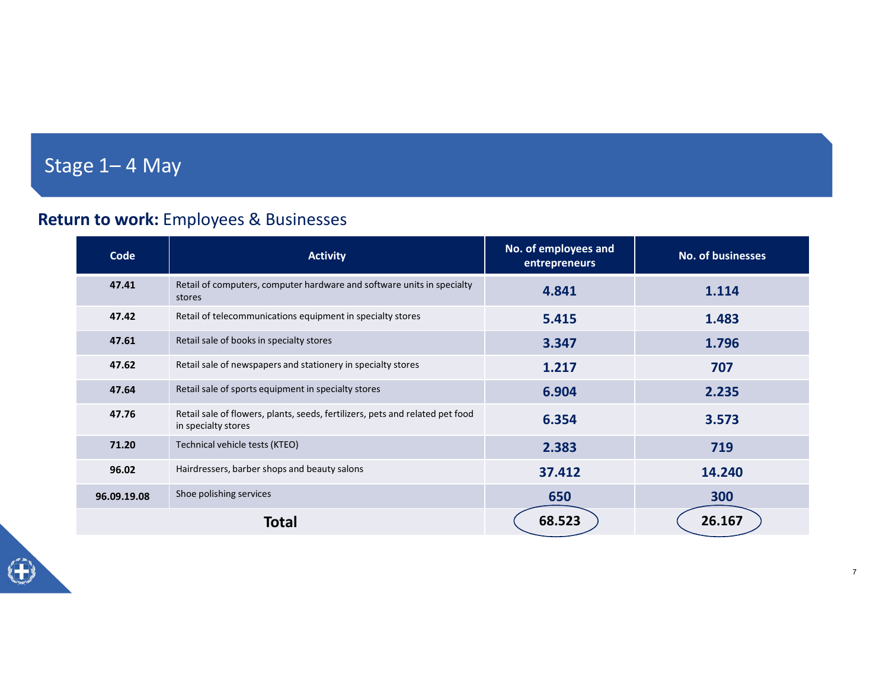# Stage 1– 4 May

## **Return to work:** Employees & Businesses

| Code | Activity | No. of employees and entrepreneurs | No. of businesses |
|---|---|---|---|
| **47.41** | Retail of computers, computer hardware and software units in specialty stores | **4.841** | **1.114** |
| **47.42** | Retail of telecommunications equipment in specialty stores | **5.415** | **1.483** |
| **47.61** | Retail sale of books in specialty stores | **3.347** | **1.796** |
| **47.62** | Retail sale of newspapers and stationery in specialty stores | **1.217** | **707** |
| **47.64** | Retail sale of sports equipment in specialty stores | **6.904** | **2.235** |
| **47.76** | Retail sale of flowers, plants, seeds, fertilizers, pets and related pet food in specialty stores | **6.354** | **3.573** |
| **71.20** | Technical vehicle tests (KTEO) | **2.383** | **719** |
| **96.02** | Hairdressers, barber shops and beauty salons | **37.412** | **14.240** |
| **96.09.19.08** | Shoe polishing services | **650** | **300** |
| **Total** | | **68.523** | **26.167** |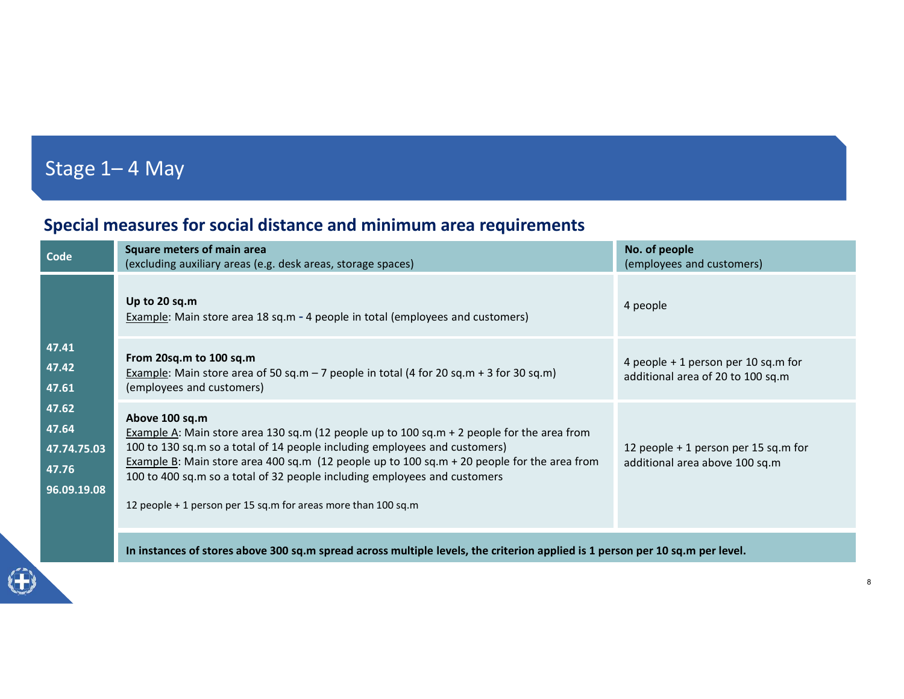# Stage 1– 4 May

## Special measures for social distance and minimum area requirements

| Code | Square meters of main area<br>(excluding auxiliary areas (e.g. desk areas, storage spaces) | No. of people<br>(employees and customers) |
|---|---|---|
| 47.41<br>47.42<br>47.61<br>47.62<br>47.64<br>47.74.75.03<br>47.76<br>96.09.19.08 | **Up to 20 sq.m**<br>Example: Main store area 18 sq.m **-** 4 people in total (employees and customers) | 4 people |
| | **From 20sq.m to 100 sq.m**<br>Example: Main store area of 50 sq.m – 7 people in total (4 for 20 sq.m + 3 for 30 sq.m) (employees and customers) | 4 people + 1 person per 10 sq.m for additional area of 20 to 100 sq.m |
| | **Above 100 sq.m**<br>Example A: Main store area 130 sq.m (12 people up to 100 sq.m + 2 people for the area from 100 to 130 sq.m so a total of 14 people including employees and customers)<br>Example B: Main store area 400 sq.m (12 people up to 100 sq.m + 20 people for the area from 100 to 400 sq.m so a total of 32 people including employees and customers<br><br>12 people + 1 person per 15 sq.m for areas more than 100 sq.m | 12 people + 1 person per 15 sq.m for additional area above 100 sq.m |
| | **In instances of stores above 300 sq.m spread across multiple levels, the criterion applied is 1 person per 10 sq.m per level.** | |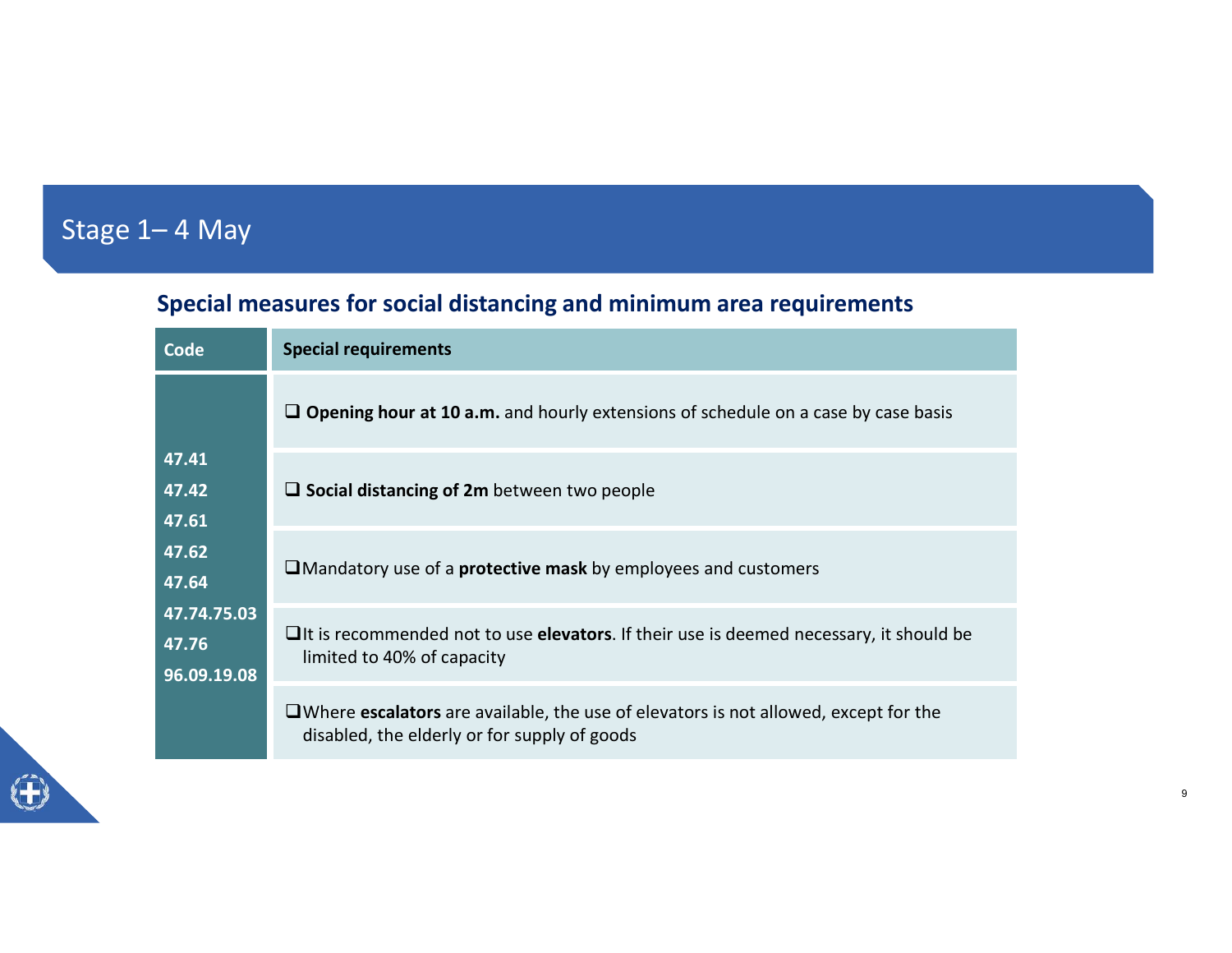# Stage 1– 4 May

## Special measures for social distancing and minimum area requirements

| Code | Special requirements |
|---|---|
| 47.41<br>47.42<br>47.61<br>47.62<br>47.64<br>47.74.75.03<br>47.76<br>96.09.19.08 | ❑ **Opening hour at 10 a.m.** and hourly extensions of schedule on a case by case basis<br>❑ **Social distancing of 2m** between two people<br>❑ Mandatory use of a **protective mask** by employees and customers<br>❑ It is recommended not to use **elevators**. If their use is deemed necessary, it should be limited to 40% of capacity<br>❑ Where **escalators** are available, the use of elevators is not allowed, except for the disabled, the elderly or for supply of goods |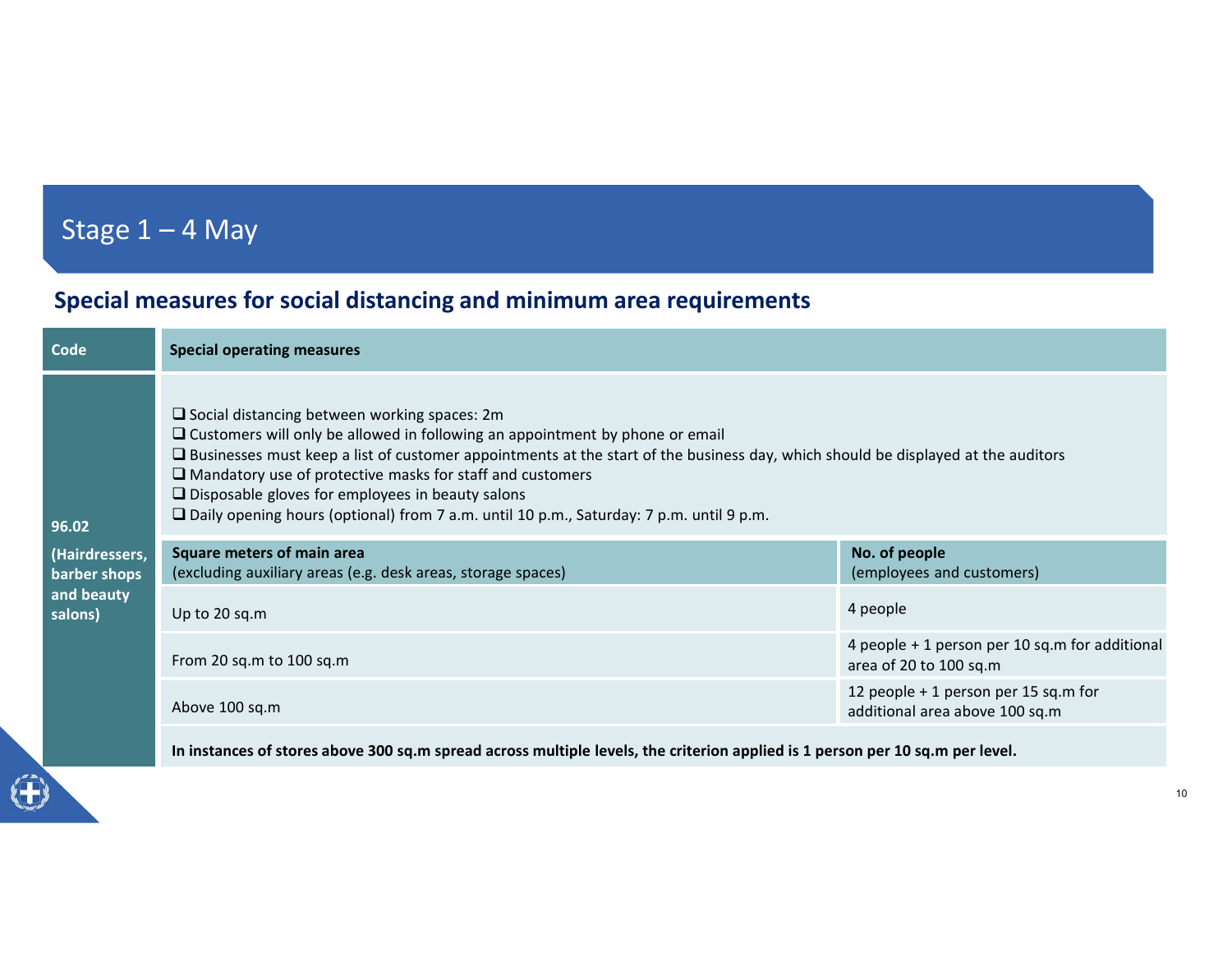# Stage 1 – 4 May

## Special measures for social distancing and minimum area requirements

| Code | Special operating measures | |
|---|---|---|
| 96.02 (Hairdressers, barber shops and beauty salons) | ❑ Social distancing between working spaces: 2m<br>❑ Customers will only be allowed in following an appointment by phone or email<br>❑ Businesses must keep a list of customer appointments at the start of the business day, which should be displayed at the auditors<br>❑ Mandatory use of protective masks for staff and customers<br>❑ Disposable gloves for employees in beauty salons<br>❑ Daily opening hours (optional) from 7 a.m. until 10 p.m., Saturday: 7 p.m. until 9 p.m. | |
| | **Square meters of main area** (excluding auxiliary areas (e.g. desk areas, storage spaces) | **No. of people** (employees and customers) |
| | Up to 20 sq.m | 4 people |
| | From 20 sq.m to 100 sq.m | 4 people + 1 person per 10 sq.m for additional area of 20 to 100 sq.m |
| | Above 100 sq.m | 12 people + 1 person per 15 sq.m for additional area above 100 sq.m |
| | **In instances of stores above 300 sq.m spread across multiple levels, the criterion applied is 1 person per 10 sq.m per level.** | |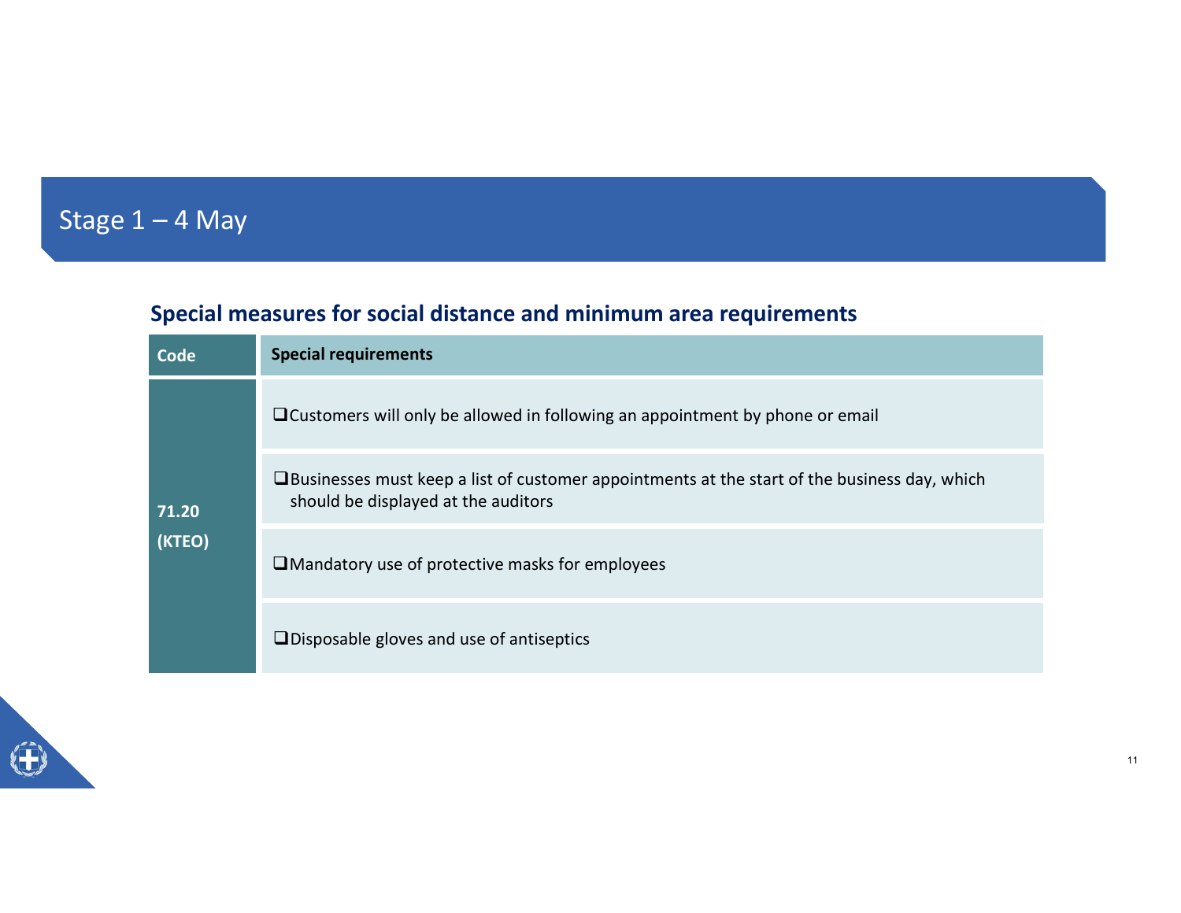# Stage 1 – 4 May

## Special measures for social distance and minimum area requirements

| Code | Special requirements |
| --- | --- |
| 71.20 (KTEO) | ❑Customers will only be allowed in following an appointment by phone or email |
| | ❑Businesses must keep a list of customer appointments at the start of the business day, which should be displayed at the auditors |
| | ❑Mandatory use of protective masks for employees |
| | ❑Disposable gloves and use of antiseptics |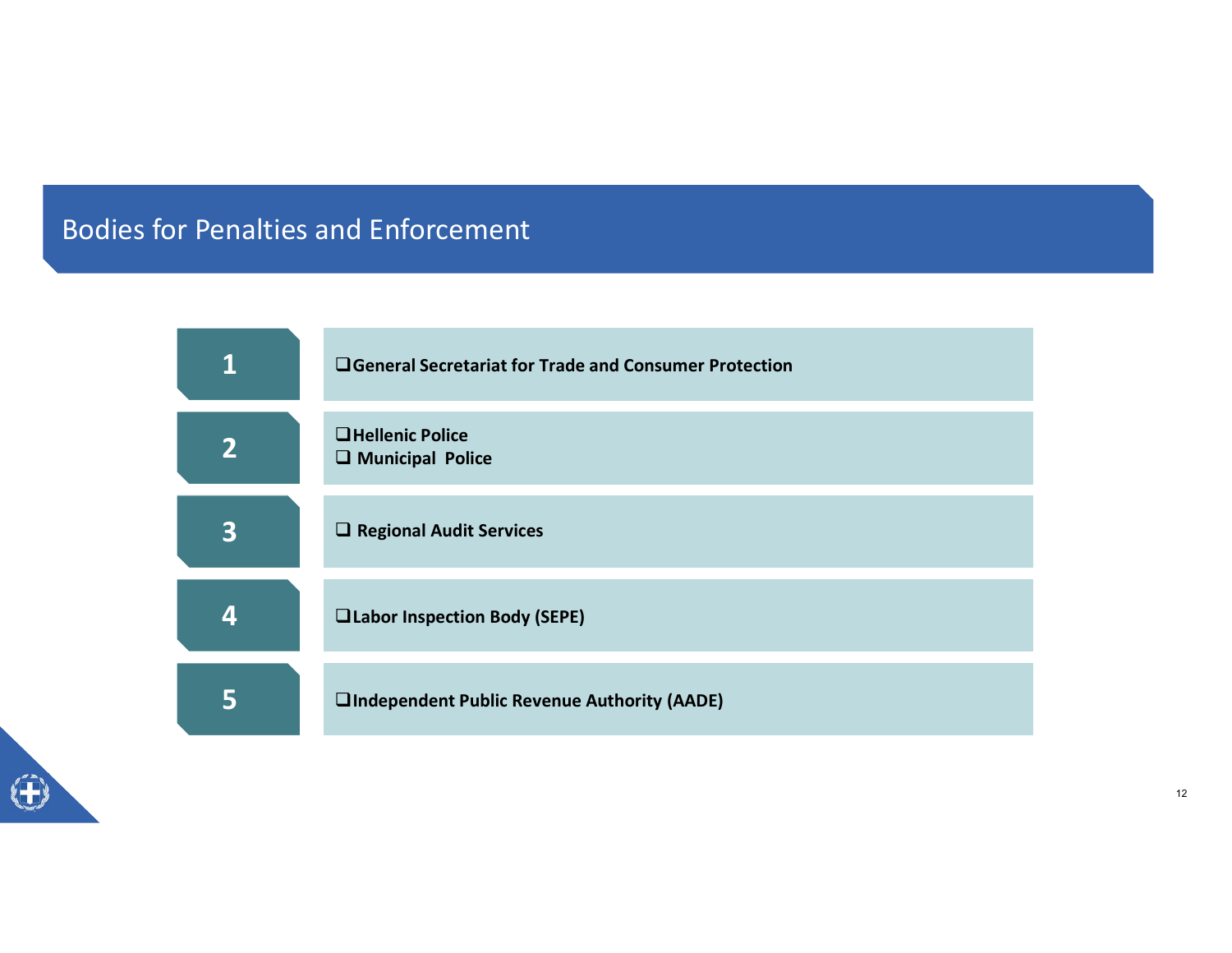# Bodies for Penalties and Enforcement

1. General Secretariat for Trade and Consumer Protection
2. Hellenic Police
   - Municipal Police
3. Regional Audit Services
4. Labor Inspection Body (SEPE)
5. Independent Public Revenue Authority (AADE)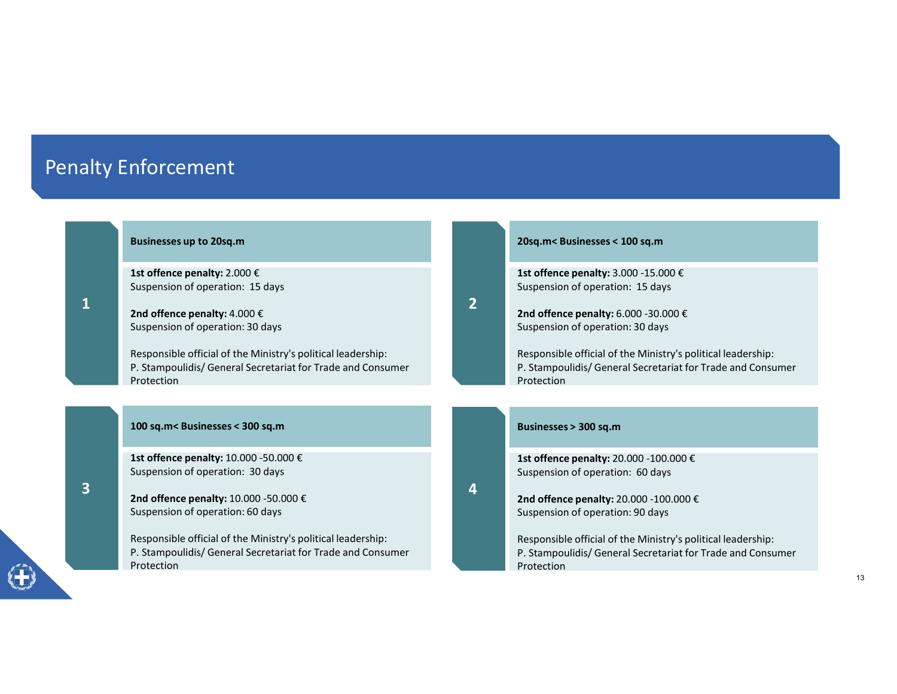# Penalty Enforcement

## 1

**Businesses up to 20sq.m**

**1st offence penalty:** 2.000 €
Suspension of operation: 15 days

**2nd offence penalty:** 4.000 €
Suspension of operation: 30 days

Responsible official of the Ministry's political leadership:
P. Stampoulidis/ General Secretariat for Trade and Consumer Protection

## 2

**20sq.m< Businesses < 100 sq.m**

**1st offence penalty:** 3.000 -15.000 €
Suspension of operation: 15 days

**2nd offence penalty:** 6.000 -30.000 €
Suspension of operation: 30 days

Responsible official of the Ministry's political leadership:
P. Stampoulidis/ General Secretariat for Trade and Consumer Protection

## 3

**100 sq.m< Businesses < 300 sq.m**

**1st offence penalty:** 10.000 -50.000 €
Suspension of operation: 30 days

**2nd offence penalty:** 10.000 -50.000 €
Suspension of operation: 60 days

Responsible official of the Ministry's political leadership:
P. Stampoulidis/ General Secretariat for Trade and Consumer Protection

## 4

**Businesses > 300 sq.m**

**1st offence penalty:** 20.000 -100.000 €
Suspension of operation: 60 days

**2nd offence penalty:** 20.000 -100.000 €
Suspension of operation: 90 days

Responsible official of the Ministry's political leadership:
P. Stampoulidis/ General Secretariat for Trade and Consumer Protection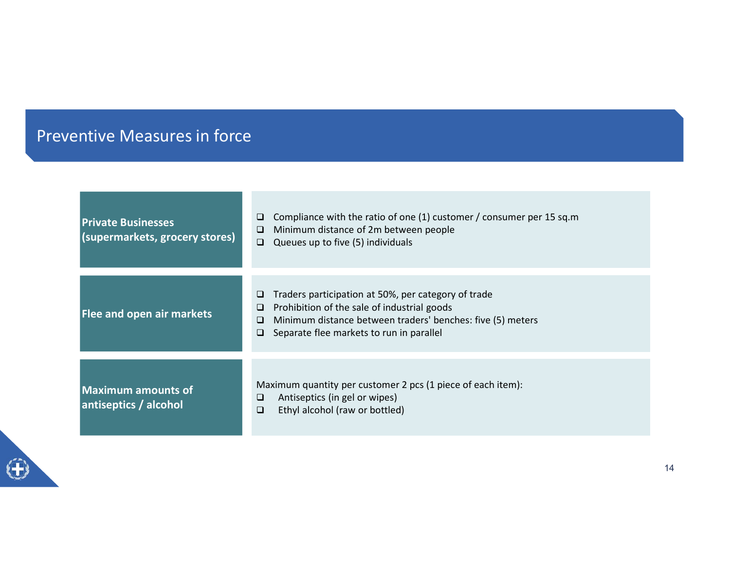## Preventive Measures in force

| | |
|---|---|
| **Private Businesses (supermarkets, grocery stores)** | ❑ Compliance with the ratio of one (1) customer / consumer per 15 sq.m<br>❑ Minimum distance of 2m between people<br>❑ Queues up to five (5) individuals |
| **Flee and open air markets** | ❑ Traders participation at 50%, per category of trade<br>❑ Prohibition of the sale of industrial goods<br>❑ Minimum distance between traders' benches: five (5) meters<br>❑ Separate flee markets to run in parallel |
| **Maximum amounts of antiseptics / alcohol** | Maximum quantity per customer 2 pcs (1 piece of each item):<br>❑ Antiseptics (in gel or wipes)<br>❑ Ethyl alcohol (raw or bottled) |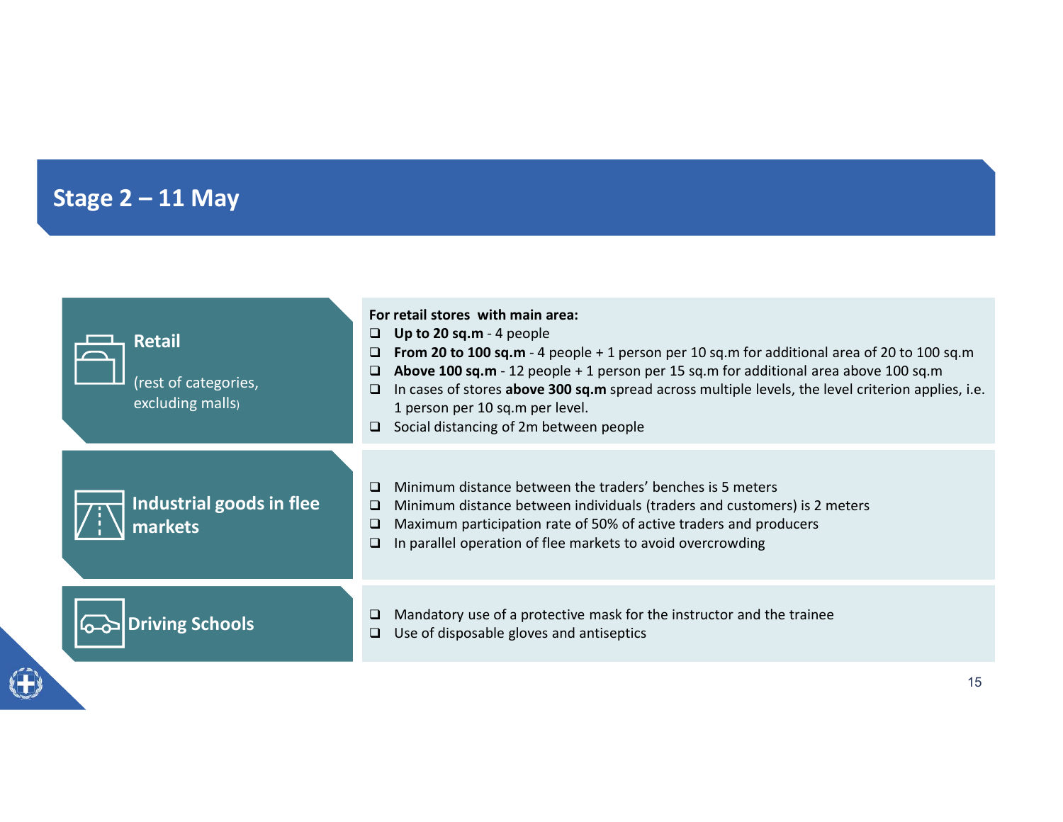# Stage 2 – 11 May

## Retail

(rest of categories, excluding malls)

**For retail stores with main area:**

- **Up to 20 sq.m** - 4 people
- **From 20 to 100 sq.m** - 4 people + 1 person per 10 sq.m for additional area of 20 to 100 sq.m
- **Above 100 sq.m** - 12 people + 1 person per 15 sq.m for additional area above 100 sq.m
- In cases of stores **above 300 sq.m** spread across multiple levels, the level criterion applies, i.e. 1 person per 10 sq.m per level.
- Social distancing of 2m between people

## Industrial goods in flee markets

- Minimum distance between the traders' benches is 5 meters
- Minimum distance between individuals (traders and customers) is 2 meters
- Maximum participation rate of 50% of active traders and producers
- In parallel operation of flee markets to avoid overcrowding

## Driving Schools

- Mandatory use of a protective mask for the instructor and the trainee
- Use of disposable gloves and antiseptics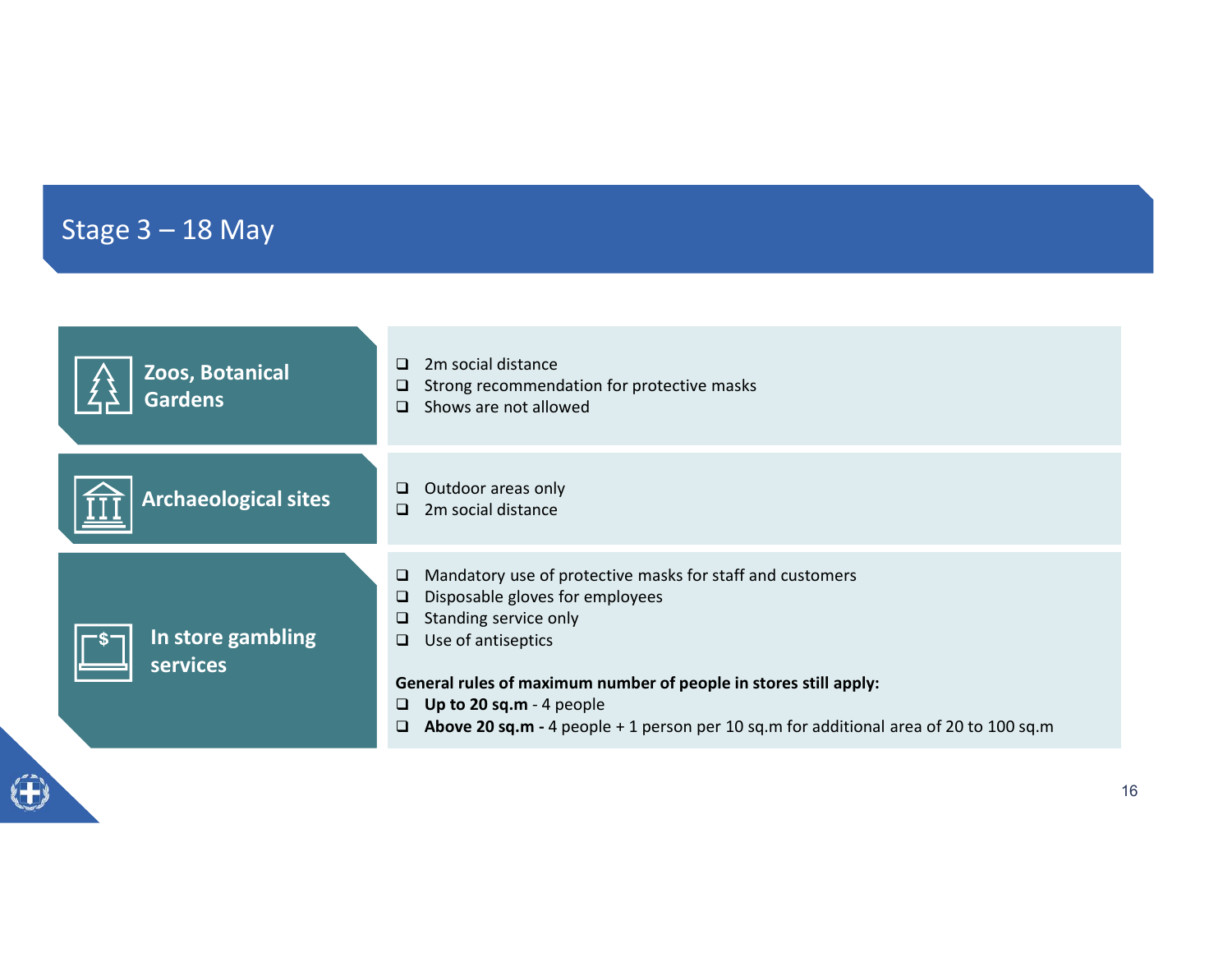# Stage 3 – 18 May

## Zoos, Botanical Gardens

- 2m social distance
- Strong recommendation for protective masks
- Shows are not allowed

## Archaeological sites

- Outdoor areas only
- 2m social distance

## In store gambling services

- Mandatory use of protective masks for staff and customers
- Disposable gloves for employees
- Standing service only
- Use of antiseptics

**General rules of maximum number of people in stores still apply:**

- **Up to 20 sq.m** - 4 people
- **Above 20 sq.m -** 4 people + 1 person per 10 sq.m for additional area of 20 to 100 sq.m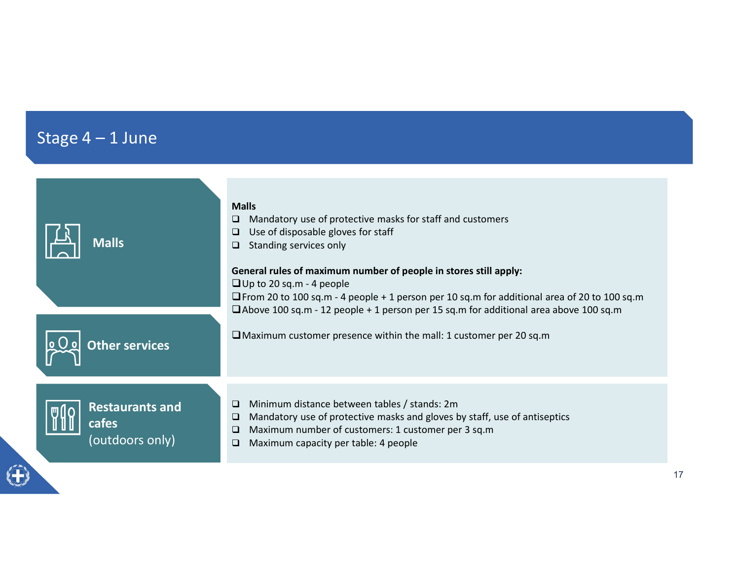## Stage 4 – 1 June

### Malls

### Other services

**Malls**

- Mandatory use of protective masks for staff and customers
- Use of disposable gloves for staff
- Standing services only

**General rules of maximum number of people in stores still apply:**

- Up to 20 sq.m - 4 people
- From 20 to 100 sq.m - 4 people + 1 person per 10 sq.m for additional area of 20 to 100 sq.m
- Above 100 sq.m - 12 people + 1 person per 15 sq.m for additional area above 100 sq.m

- Maximum customer presence within the mall: 1 customer per 20 sq.m

### Restaurants and cafes (outdoors only)

- Minimum distance between tables / stands: 2m
- Mandatory use of protective masks and gloves by staff, use of antiseptics
- Maximum number of customers: 1 customer per 3 sq.m
- Maximum capacity per table: 4 people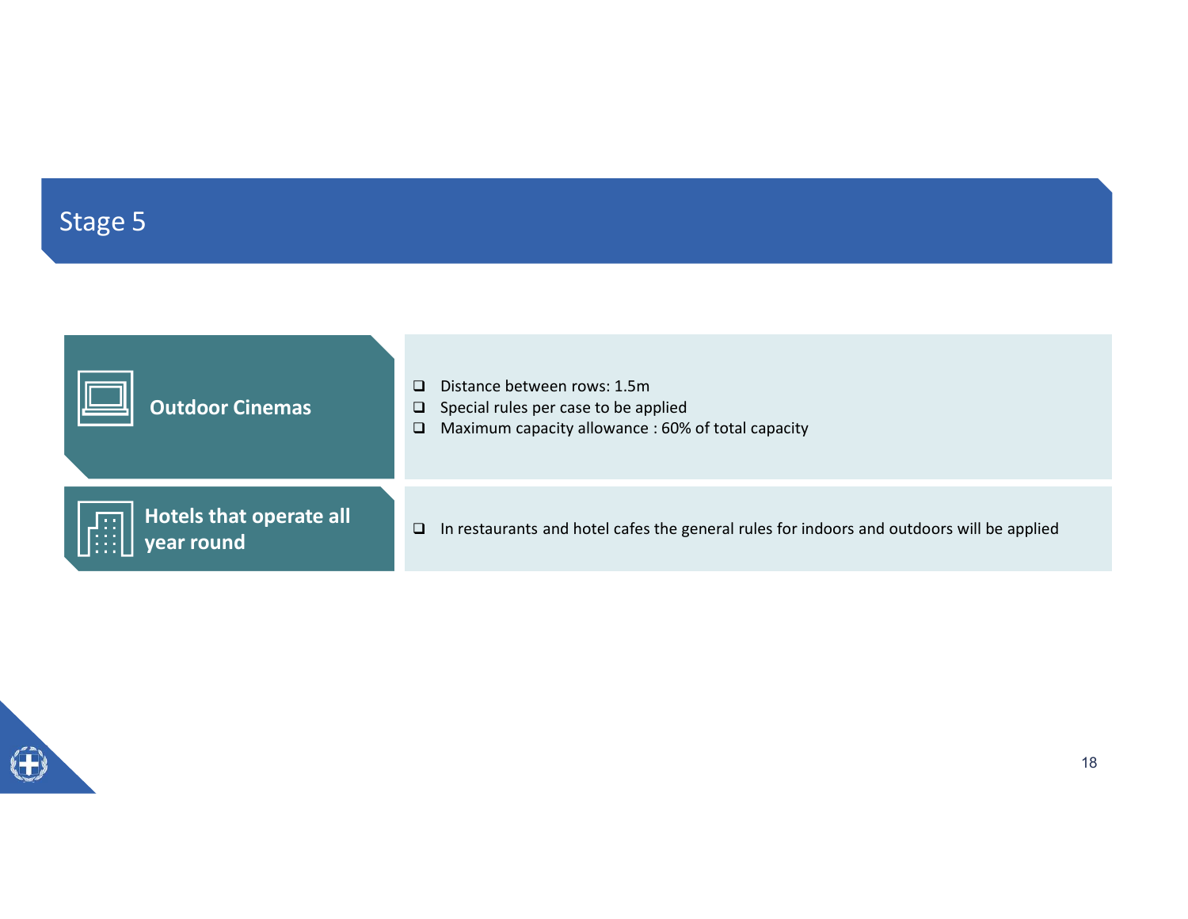# Stage 5

| | |
|---|---|
| **Outdoor Cinemas** | - Distance between rows: 1.5m<br>- Special rules per case to be applied<br>- Maximum capacity allowance : 60% of total capacity |
| **Hotels that operate all year round** | - In restaurants and hotel cafes the general rules for indoors and outdoors will be applied |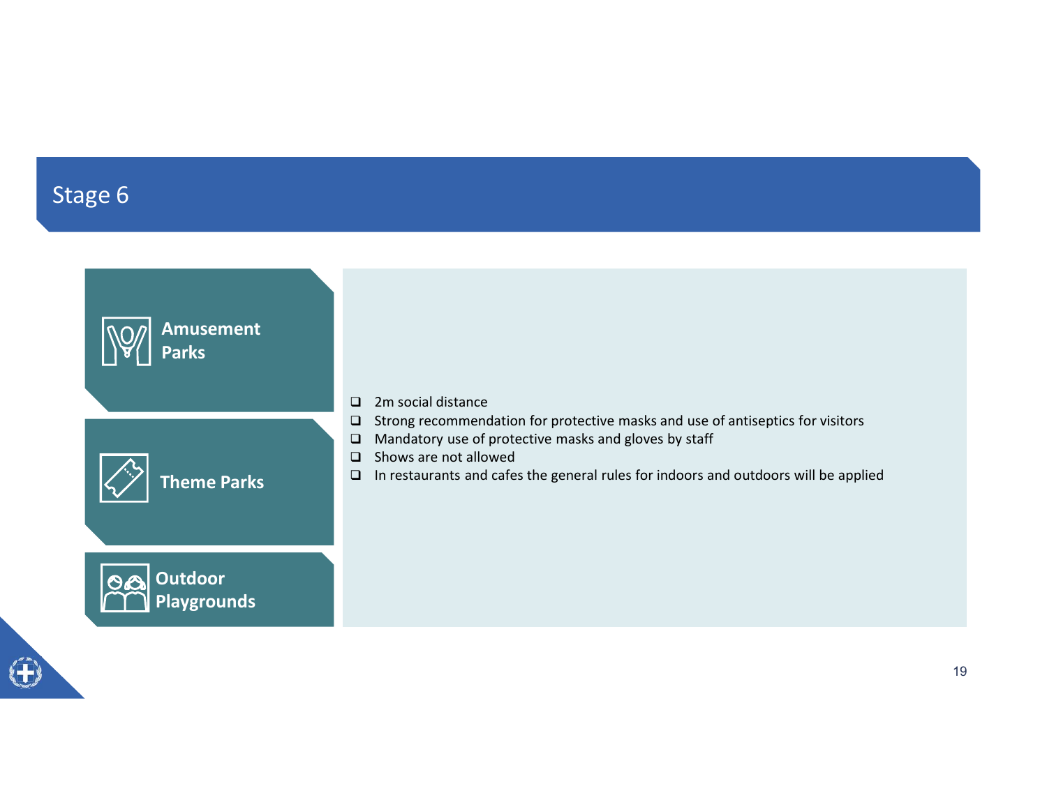# Stage 6

## Amusement Parks

## Theme Parks

## Outdoor Playgrounds

- 2m social distance
- Strong recommendation for protective masks and use of antiseptics for visitors
- Mandatory use of protective masks and gloves by staff
- Shows are not allowed
- In restaurants and cafes the general rules for indoors and outdoors will be applied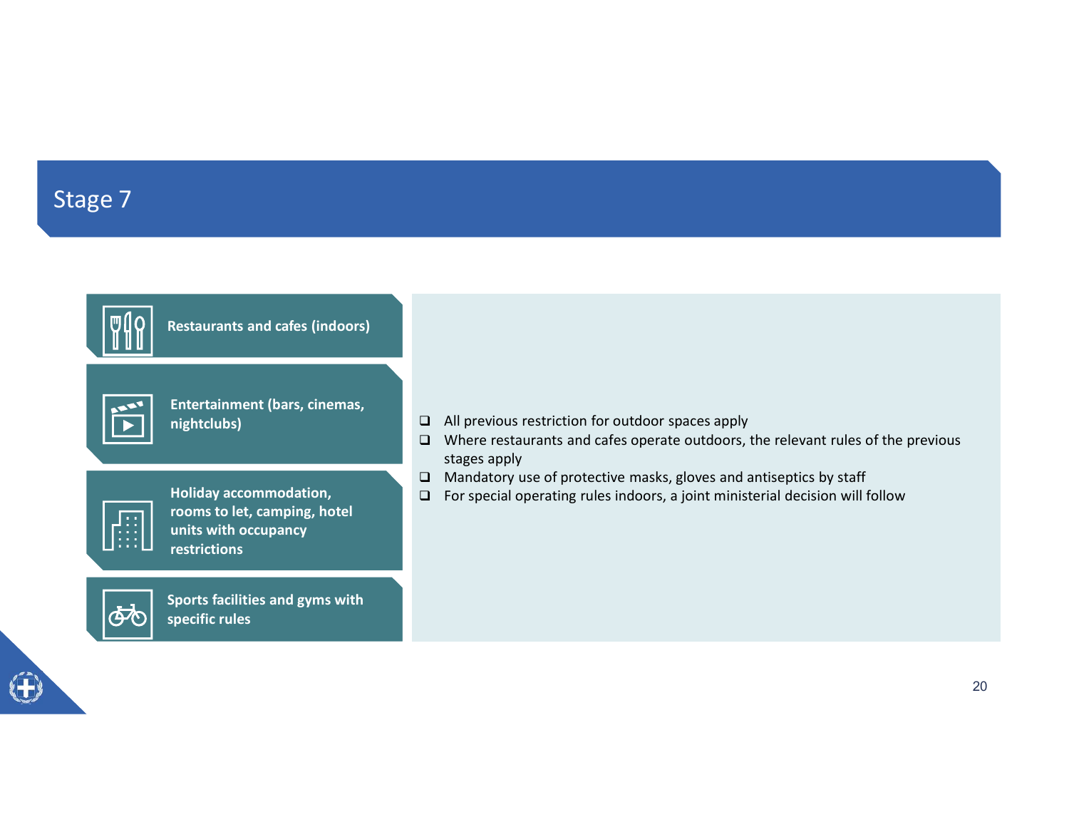# Stage 7

- **Restaurants and cafes (indoors)**
- **Entertainment (bars, cinemas, nightclubs)**
- **Holiday accommodation, rooms to let, camping, hotel units with occupancy restrictions**
- **Sports facilities and gyms with specific rules**

- All previous restriction for outdoor spaces apply
- Where restaurants and cafes operate outdoors, the relevant rules of the previous stages apply
- Mandatory use of protective masks, gloves and antiseptics by staff
- For special operating rules indoors, a joint ministerial decision will follow